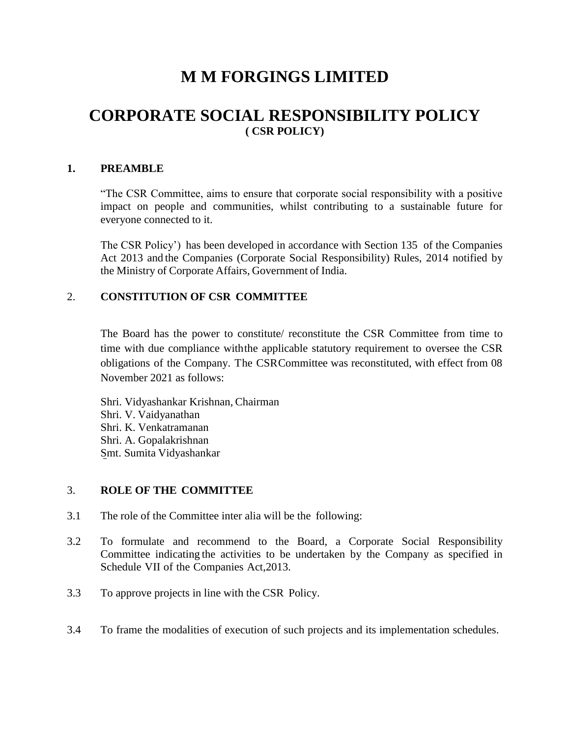# M M FORGINGS LIMITED

# CORPORATE SOCIAL RESPONSIBILITY POLICY

**( CSR POLICY)**

## 1. PREAMBLE

"The CSR Committee, aims to ensure that corporate social responsibility with a positive impact on people and communities, whilst contributing to a sustainable future for everyone connected to it.

The CSR Policy') has been developed in accordance with Section 135 of the Companies Act 2013 and the Companies (Corporate Social Responsibility) Rules, 2014 notified by the Ministry of Corporate Affairs, Government of India.

## 2. CONSTITUTION OF CSR COMMITTEE

The Board has the power to constitute/ reconstitute the CSR Committee from time to time with due compliance withthe applicable statutory requirement to oversee the CSR obligations of the Company. The CSRCommittee was reconstituted, with effect from 08 November 2021 as follows:

Shri. Vidyashankar Krishnan, Chairman
Shri. V. Vaidyanathan
Shri. K. Venkatramanan
Shri. A. Gopalakrishnan
Smt. Sumita Vidyashankar

## 3. ROLE OF THE COMMITTEE

3.1 The role of the Committee inter alia will be the following:

3.2 To formulate and recommend to the Board, a Corporate Social Responsibility Committee indicating the activities to be undertaken by the Company as specified in Schedule VII of the Companies Act,2013.

3.3 To approve projects in line with the CSR Policy.

3.4 To frame the modalities of execution of such projects and its implementation schedules.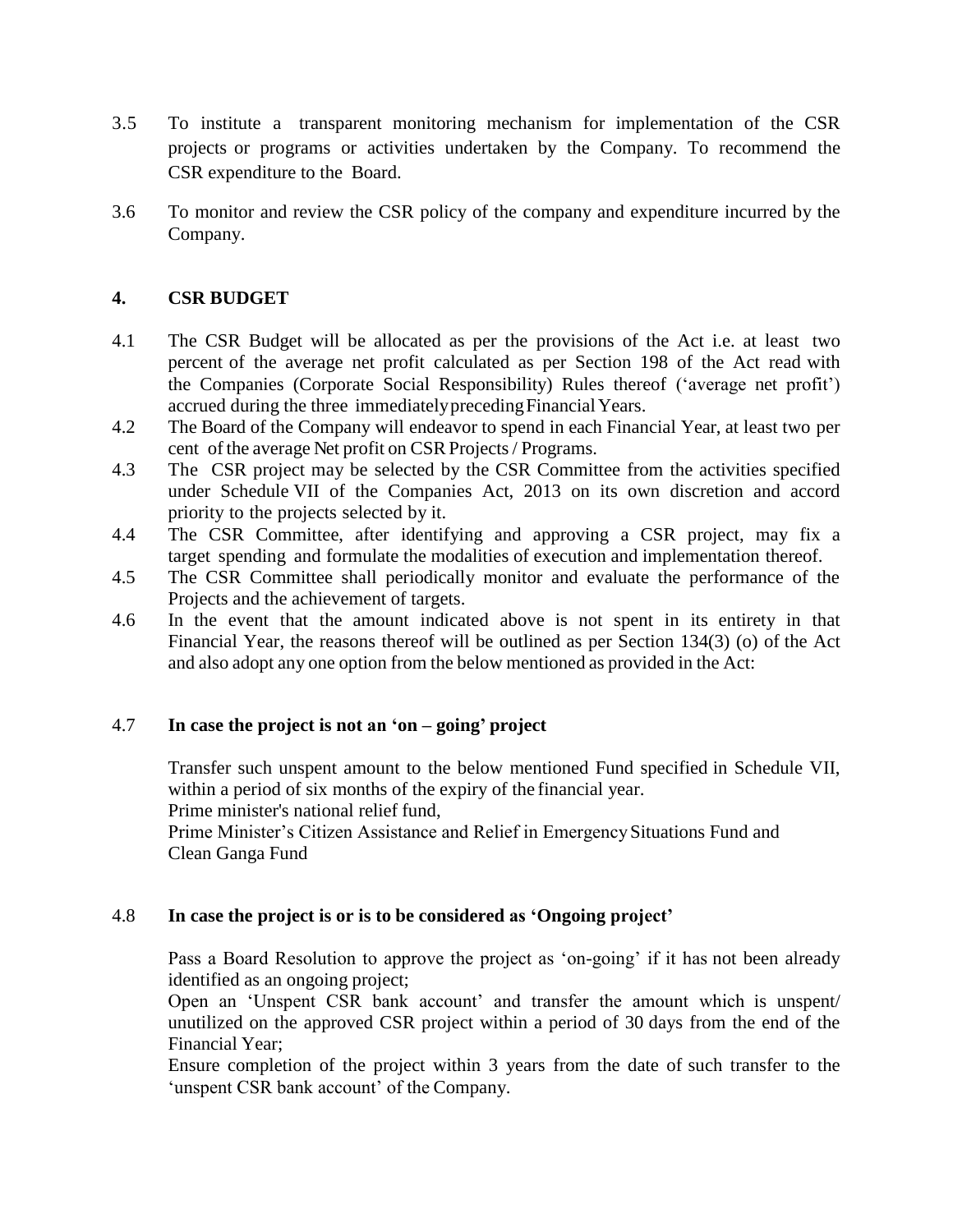3.5 To institute a transparent monitoring mechanism for implementation of the CSR projects or programs or activities undertaken by the Company. To recommend the CSR expenditure to the Board.

3.6 To monitor and review the CSR policy of the company and expenditure incurred by the Company.

## 4. CSR BUDGET

4.1 The CSR Budget will be allocated as per the provisions of the Act i.e. at least two percent of the average net profit calculated as per Section 198 of the Act read with the Companies (Corporate Social Responsibility) Rules thereof ('average net profit') accrued during the three immediately preceding Financial Years.

4.2 The Board of the Company will endeavor to spend in each Financial Year, at least two per cent of the average Net profit on CSR Projects / Programs.

4.3 The CSR project may be selected by the CSR Committee from the activities specified under Schedule VII of the Companies Act, 2013 on its own discretion and accord priority to the projects selected by it.

4.4 The CSR Committee, after identifying and approving a CSR project, may fix a target spending and formulate the modalities of execution and implementation thereof.

4.5 The CSR Committee shall periodically monitor and evaluate the performance of the Projects and the achievement of targets.

4.6 In the event that the amount indicated above is not spent in its entirety in that Financial Year, the reasons thereof will be outlined as per Section 134(3) (o) of the Act and also adopt any one option from the below mentioned as provided in the Act:

4.7 **In case the project is not an 'on – going' project**

Transfer such unspent amount to the below mentioned Fund specified in Schedule VII, within a period of six months of the expiry of the financial year.
Prime minister's national relief fund,
Prime Minister's Citizen Assistance and Relief in Emergency Situations Fund and
Clean Ganga Fund

4.8 **In case the project is or is to be considered as 'Ongoing project'**

Pass a Board Resolution to approve the project as 'on-going' if it has not been already identified as an ongoing project;
Open an 'Unspent CSR bank account' and transfer the amount which is unspent/ unutilized on the approved CSR project within a period of 30 days from the end of the Financial Year;
Ensure completion of the project within 3 years from the date of such transfer to the 'unspent CSR bank account' of the Company.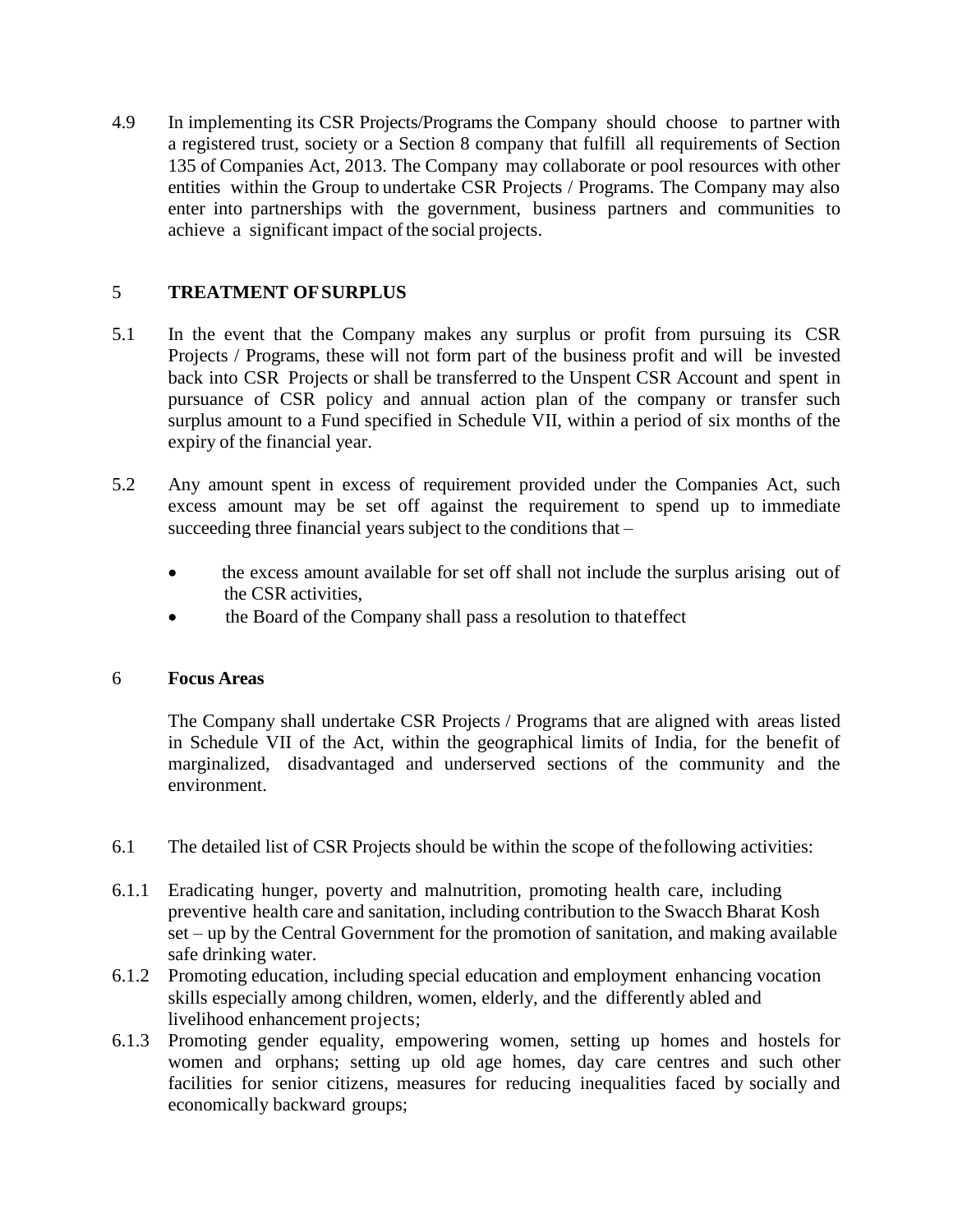4.9 In implementing its CSR Projects/Programs the Company should choose to partner with a registered trust, society or a Section 8 company that fulfill all requirements of Section 135 of Companies Act, 2013. The Company may collaborate or pool resources with other entities within the Group to undertake CSR Projects / Programs. The Company may also enter into partnerships with the government, business partners and communities to achieve a significant impact of the social projects.

## 5 TREATMENT OF SURPLUS

5.1 In the event that the Company makes any surplus or profit from pursuing its CSR Projects / Programs, these will not form part of the business profit and will be invested back into CSR Projects or shall be transferred to the Unspent CSR Account and spent in pursuance of CSR policy and annual action plan of the company or transfer such surplus amount to a Fund specified in Schedule VII, within a period of six months of the expiry of the financial year.

5.2 Any amount spent in excess of requirement provided under the Companies Act, such excess amount may be set off against the requirement to spend up to immediate succeeding three financial years subject to the conditions that –

- the excess amount available for set off shall not include the surplus arising out of the CSR activities,
- the Board of the Company shall pass a resolution to that effect

## 6 Focus Areas

The Company shall undertake CSR Projects / Programs that are aligned with areas listed in Schedule VII of the Act, within the geographical limits of India, for the benefit of marginalized, disadvantaged and underserved sections of the community and the environment.

6.1 The detailed list of CSR Projects should be within the scope of the following activities:

6.1.1 Eradicating hunger, poverty and malnutrition, promoting health care, including preventive health care and sanitation, including contribution to the Swacch Bharat Kosh set – up by the Central Government for the promotion of sanitation, and making available safe drinking water.

6.1.2 Promoting education, including special education and employment enhancing vocation skills especially among children, women, elderly, and the differently abled and livelihood enhancement projects;

6.1.3 Promoting gender equality, empowering women, setting up homes and hostels for women and orphans; setting up old age homes, day care centres and such other facilities for senior citizens, measures for reducing inequalities faced by socially and economically backward groups;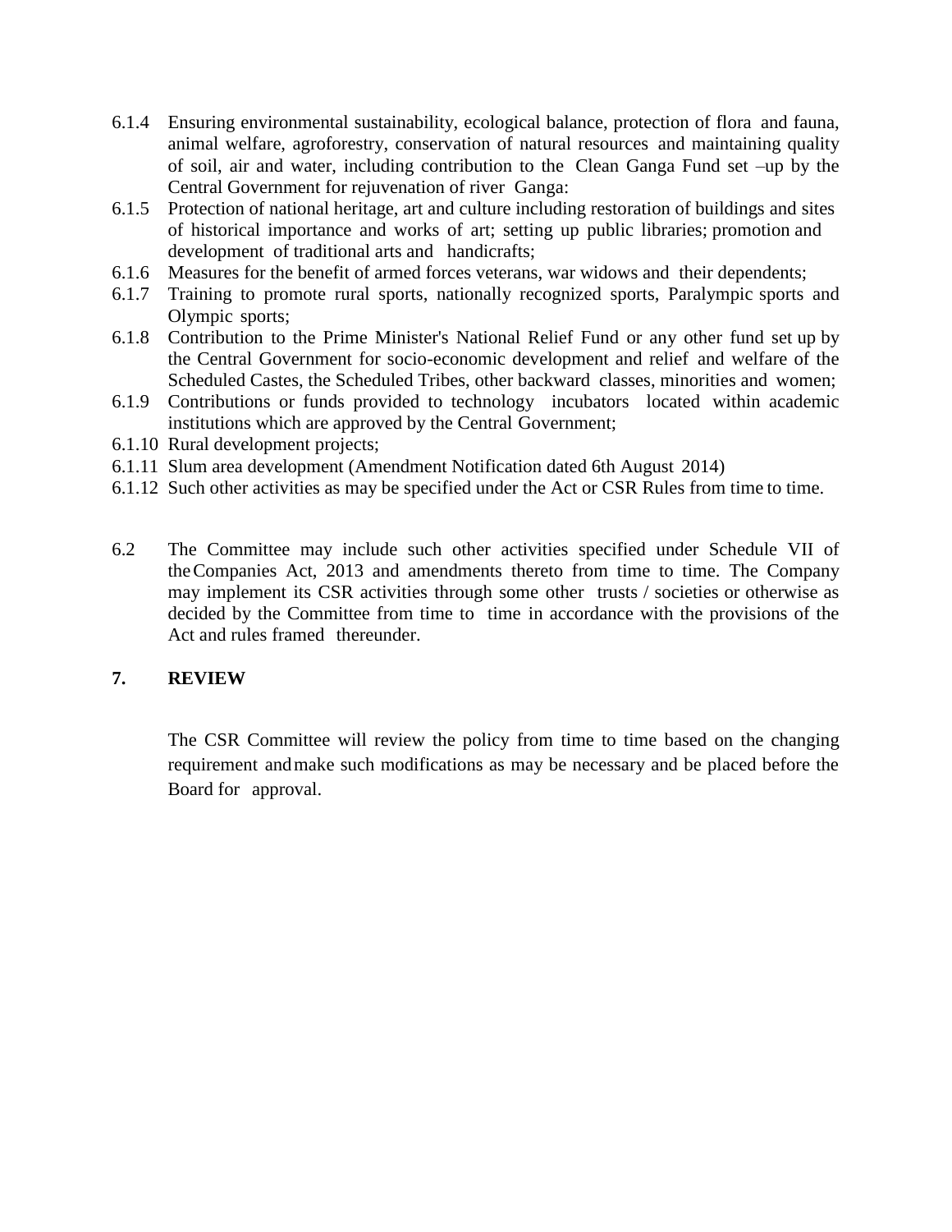6.1.4 Ensuring environmental sustainability, ecological balance, protection of flora and fauna, animal welfare, agroforestry, conservation of natural resources and maintaining quality of soil, air and water, including contribution to the Clean Ganga Fund set –up by the Central Government for rejuvenation of river Ganga:

6.1.5 Protection of national heritage, art and culture including restoration of buildings and sites of historical importance and works of art; setting up public libraries; promotion and development of traditional arts and handicrafts;

6.1.6 Measures for the benefit of armed forces veterans, war widows and their dependents;

6.1.7 Training to promote rural sports, nationally recognized sports, Paralympic sports and Olympic sports;

6.1.8 Contribution to the Prime Minister's National Relief Fund or any other fund set up by the Central Government for socio-economic development and relief and welfare of the Scheduled Castes, the Scheduled Tribes, other backward classes, minorities and women;

6.1.9 Contributions or funds provided to technology incubators located within academic institutions which are approved by the Central Government;

6.1.10 Rural development projects;

6.1.11 Slum area development (Amendment Notification dated 6th August 2014)

6.1.12 Such other activities as may be specified under the Act or CSR Rules from time to time.

6.2 The Committee may include such other activities specified under Schedule VII of the Companies Act, 2013 and amendments thereto from time to time. The Company may implement its CSR activities through some other trusts / societies or otherwise as decided by the Committee from time to time in accordance with the provisions of the Act and rules framed thereunder.

## 7. REVIEW

The CSR Committee will review the policy from time to time based on the changing requirement and make such modifications as may be necessary and be placed before the Board for approval.